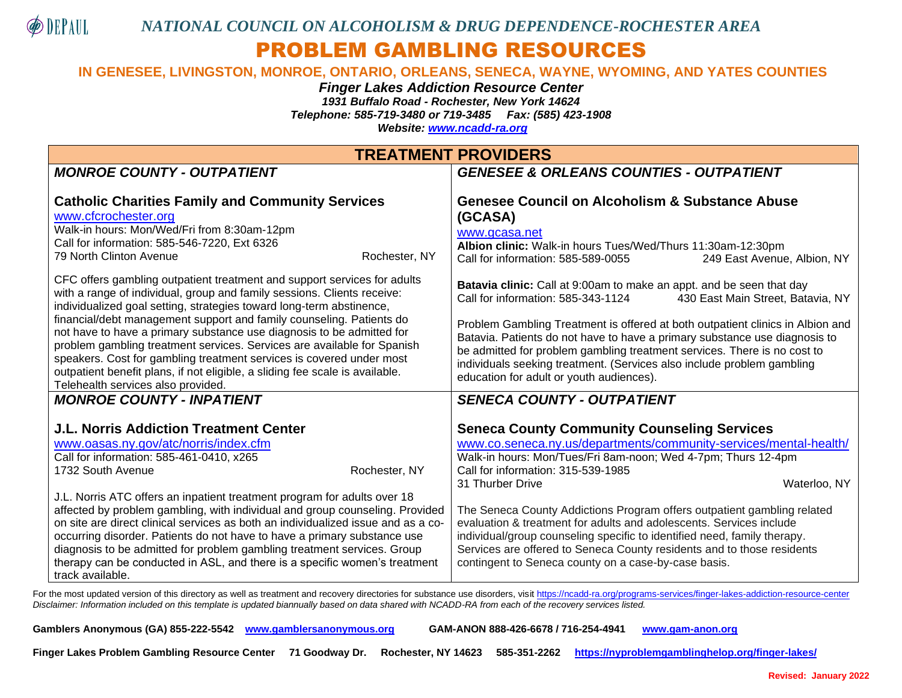DEPAUL

*NATIONAL COUNCIL ON ALCOHOLISM & DRUG DEPENDENCE-ROCHESTER AREA*

# PROBLEM GAMBLING RESOURCES

**IN GENESEE, LIVINGSTON, MONROE, ONTARIO, ORLEANS, SENECA, WAYNE, WYOMING, AND YATES COUNTIES**

***Finger Lakes Addiction Resource Center***
***1931 Buffalo Road - Rochester, New York 14624***
***Telephone: 585-719-3480 or 719-3485 Fax: (585) 423-1908***
***Website: www.ncadd-ra.org***

## TREATMENT PROVIDERS

### *MONROE COUNTY - OUTPATIENT*

**Catholic Charities Family and Community Services**
www.cfcrochester.org
Walk-in hours: Mon/Wed/Fri from 8:30am-12pm
Call for information: 585-546-7220, Ext 6326
79 North Clinton Avenue Rochester, NY

CFC offers gambling outpatient treatment and support services for adults with a range of individual, group and family sessions. Clients receive: individualized goal setting, strategies toward long-term abstinence, financial/debt management support and family counseling. Patients do not have to have a primary substance use diagnosis to be admitted for problem gambling treatment services. Services are available for Spanish speakers. Cost for gambling treatment services is covered under most outpatient benefit plans, if not eligible, a sliding fee scale is available. Telehealth services also provided.

### *GENESEE & ORLEANS COUNTIES - OUTPATIENT*

**Genesee Council on Alcoholism & Substance Abuse (GCASA)**
www.gcasa.net
**Albion clinic:** Walk-in hours Tues/Wed/Thurs 11:30am-12:30pm
Call for information: 585-589-0055 249 East Avenue, Albion, NY

**Batavia clinic:** Call at 9:00am to make an appt. and be seen that day
Call for information: 585-343-1124 430 East Main Street, Batavia, NY

Problem Gambling Treatment is offered at both outpatient clinics in Albion and Batavia. Patients do not have to have a primary substance use diagnosis to be admitted for problem gambling treatment services. There is no cost to individuals seeking treatment. (Services also include problem gambling education for adult or youth audiences).

### *MONROE COUNTY - INPATIENT*

**J.L. Norris Addiction Treatment Center**
www.oasas.ny.gov/atc/norris/index.cfm
Call for information: 585-461-0410, x265
1732 South Avenue Rochester, NY

J.L. Norris ATC offers an inpatient treatment program for adults over 18 affected by problem gambling, with individual and group counseling. Provided on site are direct clinical services as both an individualized issue and as a co-occurring disorder. Patients do not have to have a primary substance use diagnosis to be admitted for problem gambling treatment services. Group therapy can be conducted in ASL, and there is a specific women's treatment track available.

### *SENECA COUNTY - OUTPATIENT*

**Seneca County Community Counseling Services**
www.co.seneca.ny.us/departments/community-services/mental-health/
Walk-in hours: Mon/Tues/Fri 8am-noon; Wed 4-7pm; Thurs 12-4pm
Call for information: 315-539-1985
31 Thurber Drive Waterloo, NY

The Seneca County Addictions Program offers outpatient gambling related evaluation & treatment for adults and adolescents. Services include individual/group counseling specific to identified need, family therapy. Services are offered to Seneca County residents and to those residents contingent to Seneca county on a case-by-case basis.

For the most updated version of this directory as well as treatment and recovery directories for substance use disorders, visit https://ncadd-ra.org/programs-services/finger-lakes-addiction-resource-center
*Disclaimer: Information included on this template is updated biannually based on data shared with NCADD-RA from each of the recovery services listed.*

**Gamblers Anonymous (GA) 855-222-5542 www.gamblersanonymous.org GAM-ANON 888-426-6678 / 716-254-4941 www.gam-anon.org**

**Finger Lakes Problem Gambling Resource Center 71 Goodway Dr. Rochester, NY 14623 585-351-2262 https://nyproblemgamblinghelop.org/finger-lakes/**

**Revised: January 2022**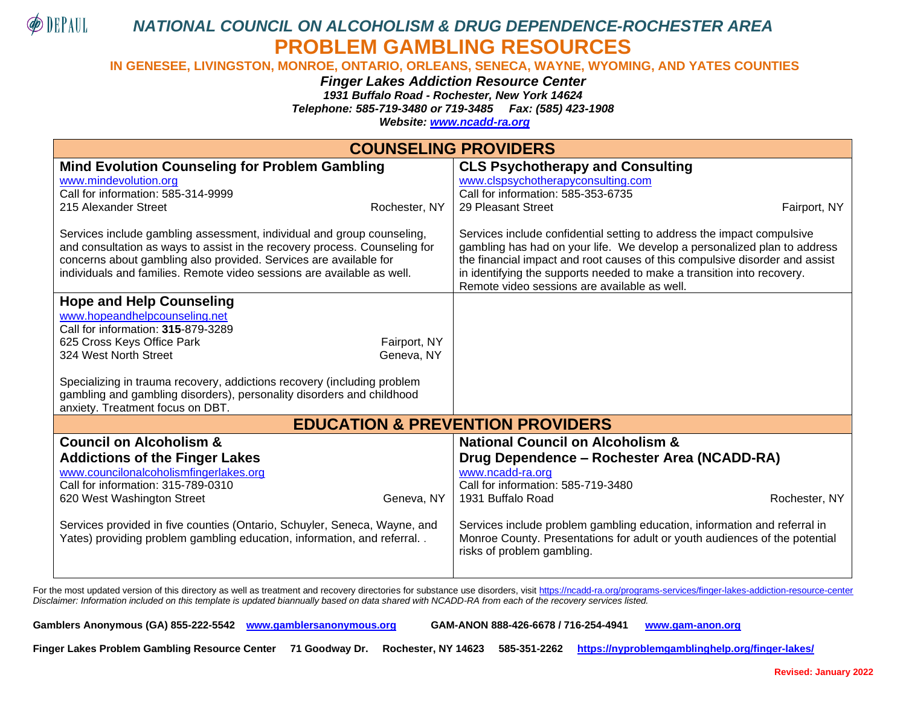DEPAUL

# NATIONAL COUNCIL ON ALCOHOLISM & DRUG DEPENDENCE-ROCHESTER AREA

# PROBLEM GAMBLING RESOURCES

**IN GENESEE, LIVINGSTON, MONROE, ONTARIO, ORLEANS, SENECA, WAYNE, WYOMING, AND YATES COUNTIES**

***Finger Lakes Addiction Resource Center***
***1931 Buffalo Road - Rochester, New York 14624***
***Telephone: 585-719-3480 or 719-3485 Fax: (585) 423-1908***
***Website: www.ncadd-ra.org***

## COUNSELING PROVIDERS

### Mind Evolution Counseling for Problem Gambling

www.mindevolution.org
Call for information: 585-314-9999
215 Alexander Street — Rochester, NY

Services include gambling assessment, individual and group counseling, and consultation as ways to assist in the recovery process. Counseling for concerns about gambling also provided. Services are available for individuals and families. Remote video sessions are available as well.

### CLS Psychotherapy and Consulting

www.clspsychotherapyconsulting.com
Call for information: 585-353-6735
29 Pleasant Street — Fairport, NY

Services include confidential setting to address the impact compulsive gambling has had on your life. We develop a personalized plan to address the financial impact and root causes of this compulsive disorder and assist in identifying the supports needed to make a transition into recovery. Remote video sessions are available as well.

### Hope and Help Counseling

www.hopeandhelpcounseling.net
Call for information: **315**-879-3289
625 Cross Keys Office Park — Fairport, NY
324 West North Street — Geneva, NY

Specializing in trauma recovery, addictions recovery (including problem gambling and gambling disorders), personality disorders and childhood anxiety. Treatment focus on DBT.

## EDUCATION & PREVENTION PROVIDERS

### Council on Alcoholism & Addictions of the Finger Lakes

www.councilonalcoholismfingerlakes.org
Call for information: 315-789-0310
620 West Washington Street — Geneva, NY

Services provided in five counties (Ontario, Schuyler, Seneca, Wayne, and Yates) providing problem gambling education, information, and referral. .

### National Council on Alcoholism & Drug Dependence – Rochester Area (NCADD-RA)

www.ncadd-ra.org
Call for information: 585-719-3480
1931 Buffalo Road — Rochester, NY

Services include problem gambling education, information and referral in Monroe County. Presentations for adult or youth audiences of the potential risks of problem gambling.

For the most updated version of this directory as well as treatment and recovery directories for substance use disorders, visit https://ncadd-ra.org/programs-services/finger-lakes-addiction-resource-center
*Disclaimer: Information included on this template is updated biannually based on data shared with NCADD-RA from each of the recovery services listed.*

**Gamblers Anonymous (GA) 855-222-5542 www.gamblersanonymous.org    GAM-ANON 888-426-6678 / 716-254-4941 www.gam-anon.org**

**Finger Lakes Problem Gambling Resource Center 71 Goodway Dr. Rochester, NY 14623 585-351-2262 https://nyproblemgamblinghelp.org/finger-lakes/**

**Revised: January 2022**